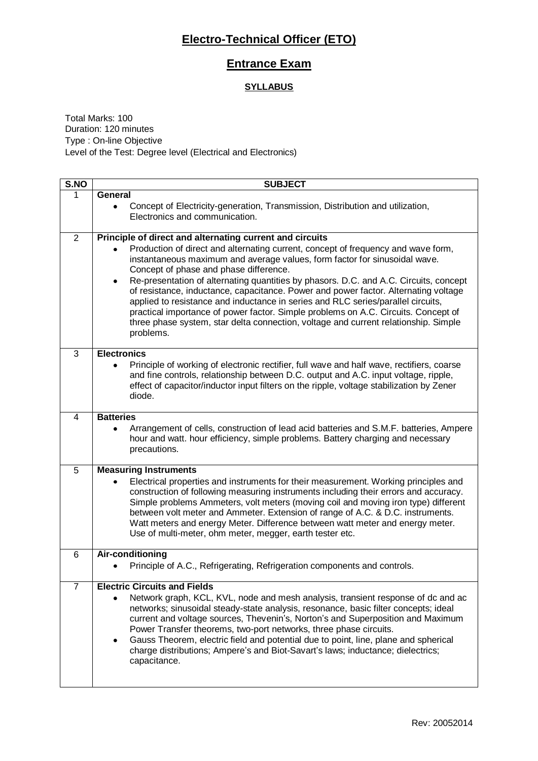# Electro-Technical Officer (ETO)

## Entrance Exam

### SYLLABUS

Total Marks: 100
Duration: 120 minutes
Type : On-line Objective
Level of the Test: Degree level (Electrical and Electronics)

| S.NO | SUBJECT |
|---|---|
| 1 | **General**<br>• Concept of Electricity-generation, Transmission, Distribution and utilization, Electronics and communication. |
| 2 | **Principle of direct and alternating current and circuits**<br>• Production of direct and alternating current, concept of frequency and wave form, instantaneous maximum and average values, form factor for sinusoidal wave. Concept of phase and phase difference.<br>• Re-presentation of alternating quantities by phasors. D.C. and A.C. Circuits, concept of resistance, inductance, capacitance. Power and power factor. Alternating voltage applied to resistance and inductance in series and RLC series/parallel circuits, practical importance of power factor. Simple problems on A.C. Circuits. Concept of three phase system, star delta connection, voltage and current relationship. Simple problems. |
| 3 | **Electronics**<br>• Principle of working of electronic rectifier, full wave and half wave, rectifiers, coarse and fine controls, relationship between D.C. output and A.C. input voltage, ripple, effect of capacitor/inductor input filters on the ripple, voltage stabilization by Zener diode. |
| 4 | **Batteries**<br>• Arrangement of cells, construction of lead acid batteries and S.M.F. batteries, Ampere hour and watt. hour efficiency, simple problems. Battery charging and necessary precautions. |
| 5 | **Measuring Instruments**<br>• Electrical properties and instruments for their measurement. Working principles and construction of following measuring instruments including their errors and accuracy. Simple problems Ammeters, volt meters (moving coil and moving iron type) different between volt meter and Ammeter. Extension of range of A.C. & D.C. instruments. Watt meters and energy Meter. Difference between watt meter and energy meter. Use of multi-meter, ohm meter, megger, earth tester etc. |
| 6 | **Air-conditioning**<br>• Principle of A.C., Refrigerating, Refrigeration components and controls. |
| 7 | **Electric Circuits and Fields**<br>• Network graph, KCL, KVL, node and mesh analysis, transient response of dc and ac networks; sinusoidal steady-state analysis, resonance, basic filter concepts; ideal current and voltage sources, Thevenin's, Norton's and Superposition and Maximum Power Transfer theorems, two-port networks, three phase circuits.<br>• Gauss Theorem, electric field and potential due to point, line, plane and spherical charge distributions; Ampere's and Biot-Savart's laws; inductance; dielectrics; capacitance. |

Rev: 20052014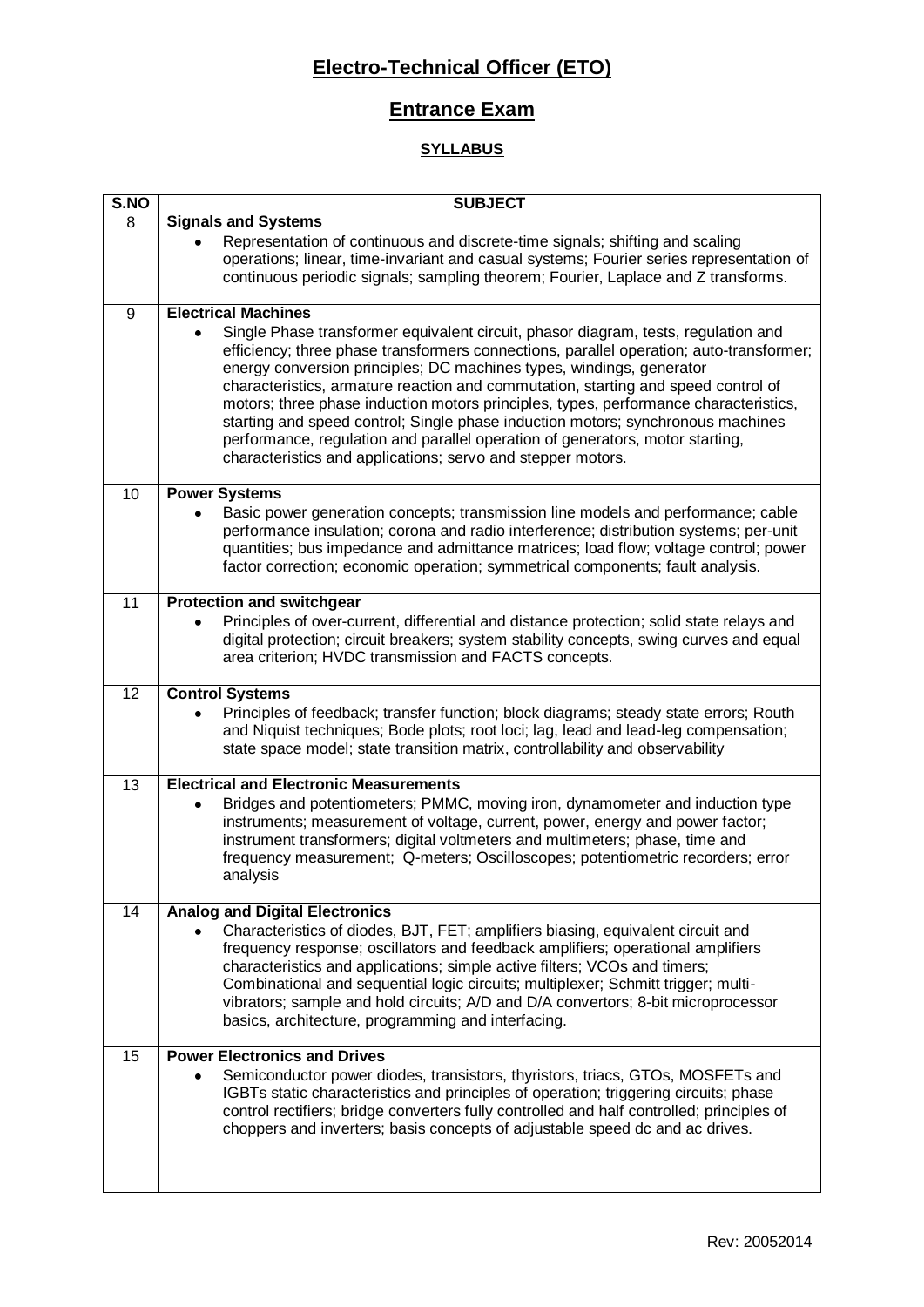# Electro-Technical Officer (ETO)

## Entrance Exam

### SYLLABUS

| S.NO | SUBJECT |
|---|---|
| 8 | **Signals and Systems**<br>• Representation of continuous and discrete-time signals; shifting and scaling operations; linear, time-invariant and casual systems; Fourier series representation of continuous periodic signals; sampling theorem; Fourier, Laplace and Z transforms. |
| 9 | **Electrical Machines**<br>• Single Phase transformer equivalent circuit, phasor diagram, tests, regulation and efficiency; three phase transformers connections, parallel operation; auto-transformer; energy conversion principles; DC machines types, windings, generator characteristics, armature reaction and commutation, starting and speed control of motors; three phase induction motors principles, types, performance characteristics, starting and speed control; Single phase induction motors; synchronous machines performance, regulation and parallel operation of generators, motor starting, characteristics and applications; servo and stepper motors. |
| 10 | **Power Systems**<br>• Basic power generation concepts; transmission line models and performance; cable performance insulation; corona and radio interference; distribution systems; per-unit quantities; bus impedance and admittance matrices; load flow; voltage control; power factor correction; economic operation; symmetrical components; fault analysis. |
| 11 | **Protection and switchgear**<br>• Principles of over-current, differential and distance protection; solid state relays and digital protection; circuit breakers; system stability concepts, swing curves and equal area criterion; HVDC transmission and FACTS concepts. |
| 12 | **Control Systems**<br>• Principles of feedback; transfer function; block diagrams; steady state errors; Routh and Niquist techniques; Bode plots; root loci; lag, lead and lead-leg compensation; state space model; state transition matrix, controllability and observability |
| 13 | **Electrical and Electronic Measurements**<br>• Bridges and potentiometers; PMMC, moving iron, dynamometer and induction type instruments; measurement of voltage, current, power, energy and power factor; instrument transformers; digital voltmeters and multimeters; phase, time and frequency measurement; Q-meters; Oscilloscopes; potentiometric recorders; error analysis |
| 14 | **Analog and Digital Electronics**<br>• Characteristics of diodes, BJT, FET; amplifiers biasing, equivalent circuit and frequency response; oscillators and feedback amplifiers; operational amplifiers characteristics and applications; simple active filters; VCOs and timers; Combinational and sequential logic circuits; multiplexer; Schmitt trigger; multi-vibrators; sample and hold circuits; A/D and D/A convertors; 8-bit microprocessor basics, architecture, programming and interfacing. |
| 15 | **Power Electronics and Drives**<br>• Semiconductor power diodes, transistors, thyristors, triacs, GTOs, MOSFETs and IGBTs static characteristics and principles of operation; triggering circuits; phase control rectifiers; bridge converters fully controlled and half controlled; principles of choppers and inverters; basis concepts of adjustable speed dc and ac drives. |

Rev: 20052014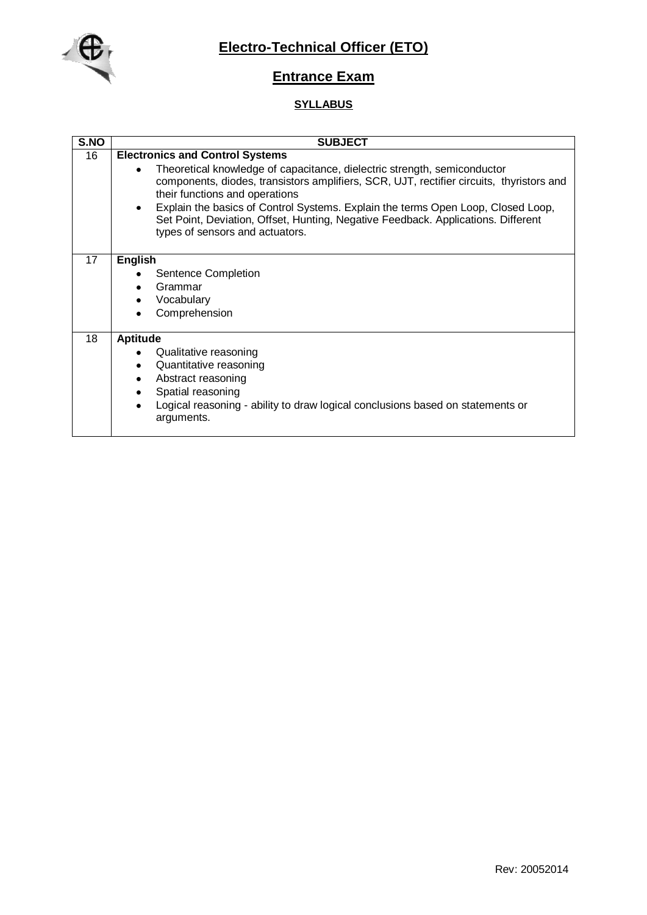# Electro-Technical Officer (ETO)

## Entrance Exam

### SYLLABUS

| S.NO | SUBJECT |
|---|---|
| 16 | **Electronics and Control Systems**<br>• Theoretical knowledge of capacitance, dielectric strength, semiconductor components, diodes, transistors amplifiers, SCR, UJT, rectifier circuits, thyristors and their functions and operations<br>• Explain the basics of Control Systems. Explain the terms Open Loop, Closed Loop, Set Point, Deviation, Offset, Hunting, Negative Feedback. Applications. Different types of sensors and actuators. |
| 17 | **English**<br>• Sentence Completion<br>• Grammar<br>• Vocabulary<br>• Comprehension |
| 18 | **Aptitude**<br>• Qualitative reasoning<br>• Quantitative reasoning<br>• Abstract reasoning<br>• Spatial reasoning<br>• Logical reasoning - ability to draw logical conclusions based on statements or arguments. |

Rev: 20052014